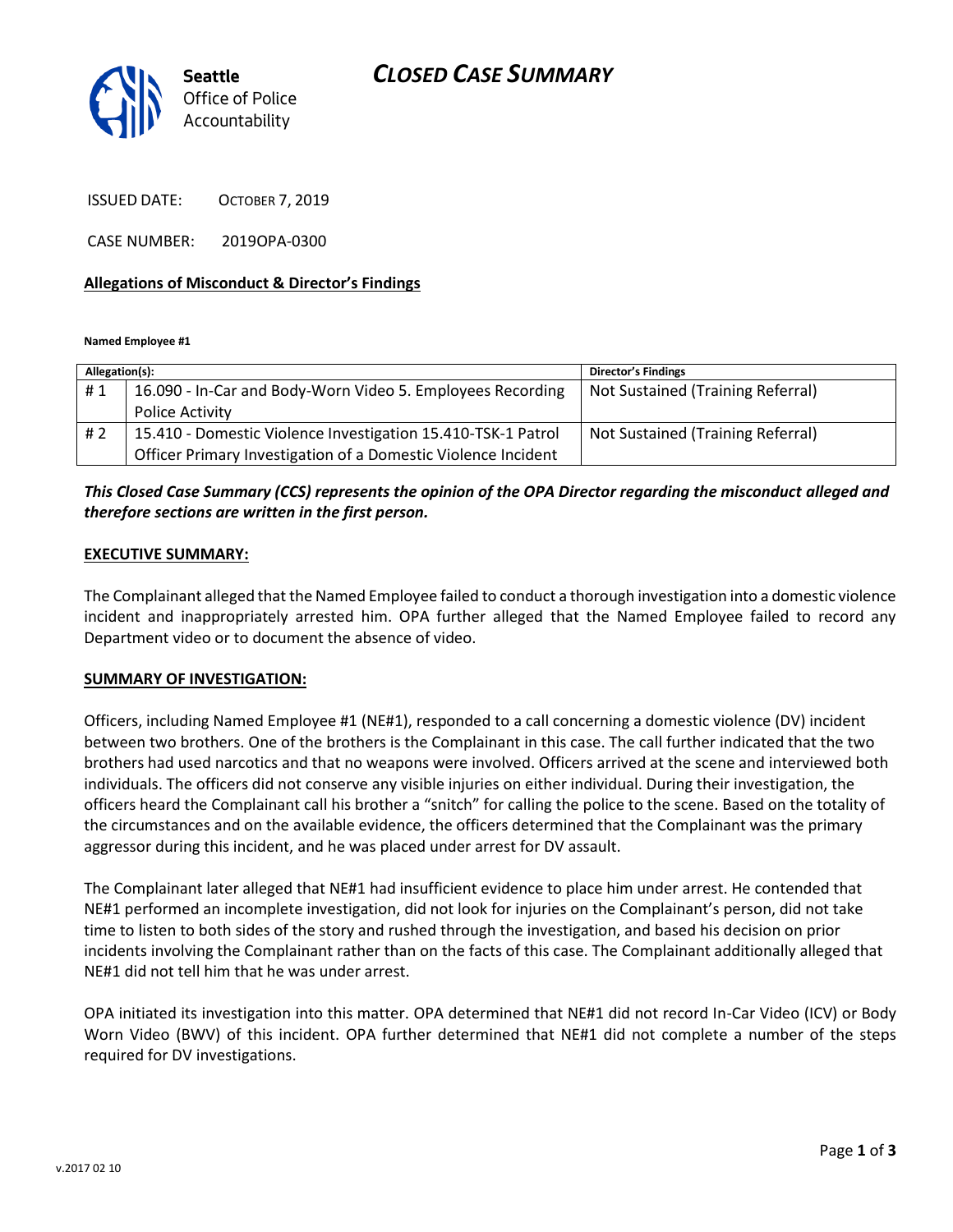Seattle
Office of Police
Accountability

# CLOSED CASE SUMMARY

ISSUED DATE: OCTOBER 7, 2019

CASE NUMBER: 2019OPA-0300

**Allegations of Misconduct & Director's Findings**

**Named Employee #1**

| Allegation(s): | | Director's Findings |
|---|---|---|
| # 1 | 16.090 - In-Car and Body-Worn Video 5. Employees Recording Police Activity | Not Sustained (Training Referral) |
| # 2 | 15.410 - Domestic Violence Investigation 15.410-TSK-1 Patrol Officer Primary Investigation of a Domestic Violence Incident | Not Sustained (Training Referral) |

***This Closed Case Summary (CCS) represents the opinion of the OPA Director regarding the misconduct alleged and therefore sections are written in the first person.***

**EXECUTIVE SUMMARY:**

The Complainant alleged that the Named Employee failed to conduct a thorough investigation into a domestic violence incident and inappropriately arrested him. OPA further alleged that the Named Employee failed to record any Department video or to document the absence of video.

**SUMMARY OF INVESTIGATION:**

Officers, including Named Employee #1 (NE#1), responded to a call concerning a domestic violence (DV) incident between two brothers. One of the brothers is the Complainant in this case. The call further indicated that the two brothers had used narcotics and that no weapons were involved. Officers arrived at the scene and interviewed both individuals. The officers did not conserve any visible injuries on either individual. During their investigation, the officers heard the Complainant call his brother a "snitch" for calling the police to the scene. Based on the totality of the circumstances and on the available evidence, the officers determined that the Complainant was the primary aggressor during this incident, and he was placed under arrest for DV assault.

The Complainant later alleged that NE#1 had insufficient evidence to place him under arrest. He contended that NE#1 performed an incomplete investigation, did not look for injuries on the Complainant's person, did not take time to listen to both sides of the story and rushed through the investigation, and based his decision on prior incidents involving the Complainant rather than on the facts of this case. The Complainant additionally alleged that NE#1 did not tell him that he was under arrest.

OPA initiated its investigation into this matter. OPA determined that NE#1 did not record In-Car Video (ICV) or Body Worn Video (BWV) of this incident. OPA further determined that NE#1 did not complete a number of the steps required for DV investigations.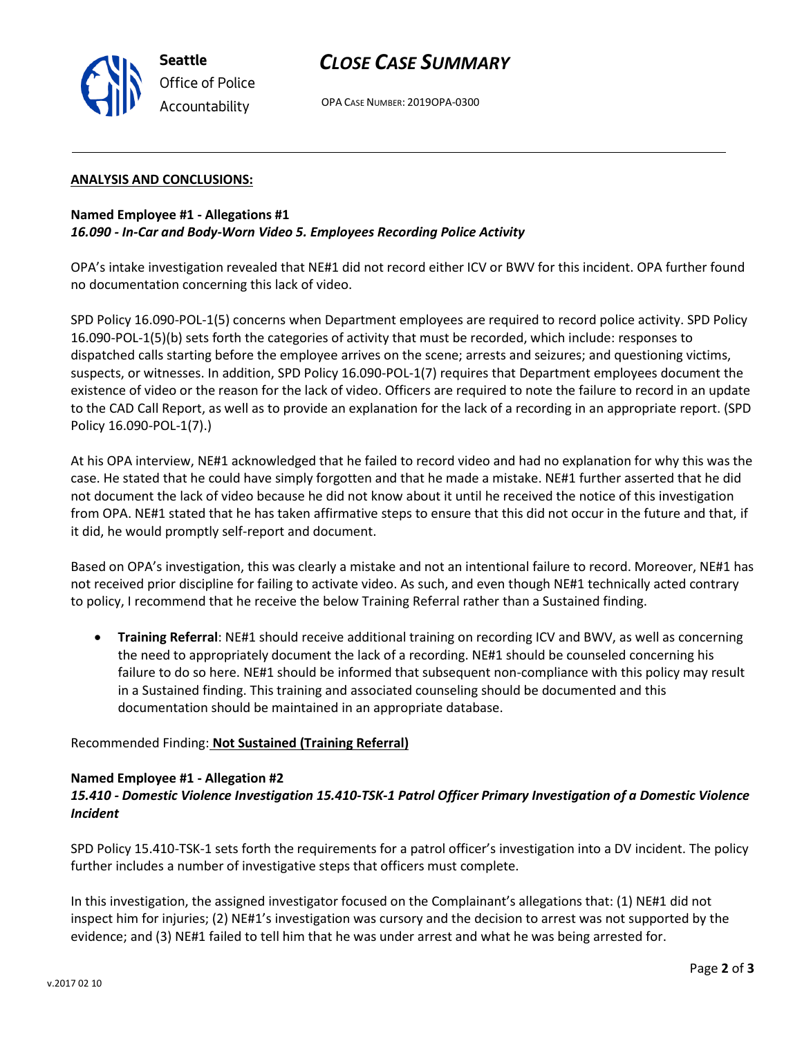**ANALYSIS AND CONCLUSIONS:**

**Named Employee #1 - Allegations #1**
***16.090 - In-Car and Body-Worn Video 5. Employees Recording Police Activity***

OPA's intake investigation revealed that NE#1 did not record either ICV or BWV for this incident. OPA further found no documentation concerning this lack of video.

SPD Policy 16.090-POL-1(5) concerns when Department employees are required to record police activity. SPD Policy 16.090-POL-1(5)(b) sets forth the categories of activity that must be recorded, which include: responses to dispatched calls starting before the employee arrives on the scene; arrests and seizures; and questioning victims, suspects, or witnesses. In addition, SPD Policy 16.090-POL-1(7) requires that Department employees document the existence of video or the reason for the lack of video. Officers are required to note the failure to record in an update to the CAD Call Report, as well as to provide an explanation for the lack of a recording in an appropriate report. (SPD Policy 16.090-POL-1(7).)

At his OPA interview, NE#1 acknowledged that he failed to record video and had no explanation for why this was the case. He stated that he could have simply forgotten and that he made a mistake. NE#1 further asserted that he did not document the lack of video because he did not know about it until he received the notice of this investigation from OPA. NE#1 stated that he has taken affirmative steps to ensure that this did not occur in the future and that, if it did, he would promptly self-report and document.

Based on OPA's investigation, this was clearly a mistake and not an intentional failure to record. Moreover, NE#1 has not received prior discipline for failing to activate video. As such, and even though NE#1 technically acted contrary to policy, I recommend that he receive the below Training Referral rather than a Sustained finding.

- **Training Referral**: NE#1 should receive additional training on recording ICV and BWV, as well as concerning the need to appropriately document the lack of a recording. NE#1 should be counseled concerning his failure to do so here. NE#1 should be informed that subsequent non-compliance with this policy may result in a Sustained finding. This training and associated counseling should be documented and this documentation should be maintained in an appropriate database.

Recommended Finding: **Not Sustained (Training Referral)**

**Named Employee #1 - Allegation #2**
***15.410 - Domestic Violence Investigation 15.410-TSK-1 Patrol Officer Primary Investigation of a Domestic Violence Incident***

SPD Policy 15.410-TSK-1 sets forth the requirements for a patrol officer's investigation into a DV incident. The policy further includes a number of investigative steps that officers must complete.

In this investigation, the assigned investigator focused on the Complainant's allegations that: (1) NE#1 did not inspect him for injuries; (2) NE#1's investigation was cursory and the decision to arrest was not supported by the evidence; and (3) NE#1 failed to tell him that he was under arrest and what he was being arrested for.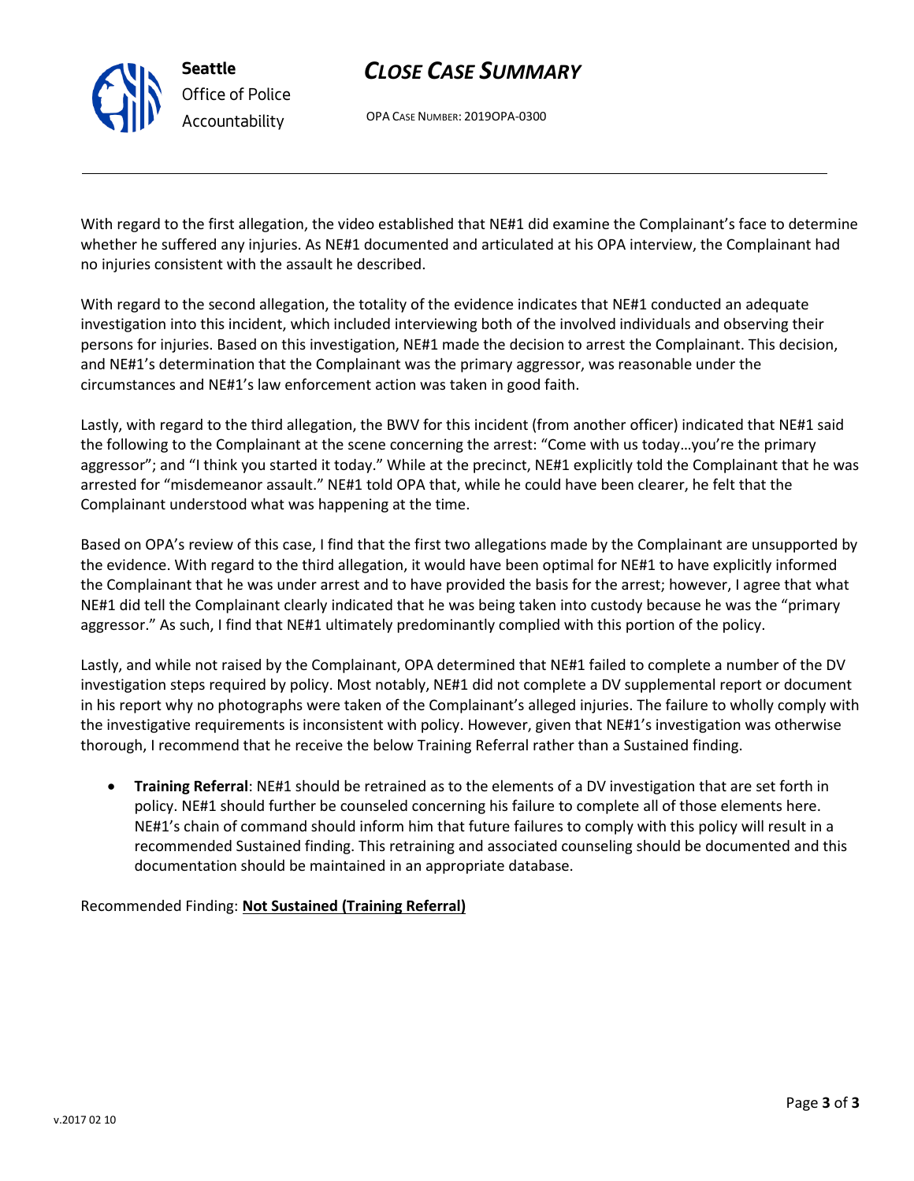With regard to the first allegation, the video established that NE#1 did examine the Complainant's face to determine whether he suffered any injuries. As NE#1 documented and articulated at his OPA interview, the Complainant had no injuries consistent with the assault he described.

With regard to the second allegation, the totality of the evidence indicates that NE#1 conducted an adequate investigation into this incident, which included interviewing both of the involved individuals and observing their persons for injuries. Based on this investigation, NE#1 made the decision to arrest the Complainant. This decision, and NE#1's determination that the Complainant was the primary aggressor, was reasonable under the circumstances and NE#1's law enforcement action was taken in good faith.

Lastly, with regard to the third allegation, the BWV for this incident (from another officer) indicated that NE#1 said the following to the Complainant at the scene concerning the arrest: "Come with us today…you're the primary aggressor"; and "I think you started it today." While at the precinct, NE#1 explicitly told the Complainant that he was arrested for "misdemeanor assault." NE#1 told OPA that, while he could have been clearer, he felt that the Complainant understood what was happening at the time.

Based on OPA's review of this case, I find that the first two allegations made by the Complainant are unsupported by the evidence. With regard to the third allegation, it would have been optimal for NE#1 to have explicitly informed the Complainant that he was under arrest and to have provided the basis for the arrest; however, I agree that what NE#1 did tell the Complainant clearly indicated that he was being taken into custody because he was the "primary aggressor." As such, I find that NE#1 ultimately predominantly complied with this portion of the policy.

Lastly, and while not raised by the Complainant, OPA determined that NE#1 failed to complete a number of the DV investigation steps required by policy. Most notably, NE#1 did not complete a DV supplemental report or document in his report why no photographs were taken of the Complainant's alleged injuries. The failure to wholly comply with the investigative requirements is inconsistent with policy. However, given that NE#1's investigation was otherwise thorough, I recommend that he receive the below Training Referral rather than a Sustained finding.

- **Training Referral**: NE#1 should be retrained as to the elements of a DV investigation that are set forth in policy. NE#1 should further be counseled concerning his failure to complete all of those elements here. NE#1's chain of command should inform him that future failures to comply with this policy will result in a recommended Sustained finding. This retraining and associated counseling should be documented and this documentation should be maintained in an appropriate database.

Recommended Finding: **Not Sustained (Training Referral)**